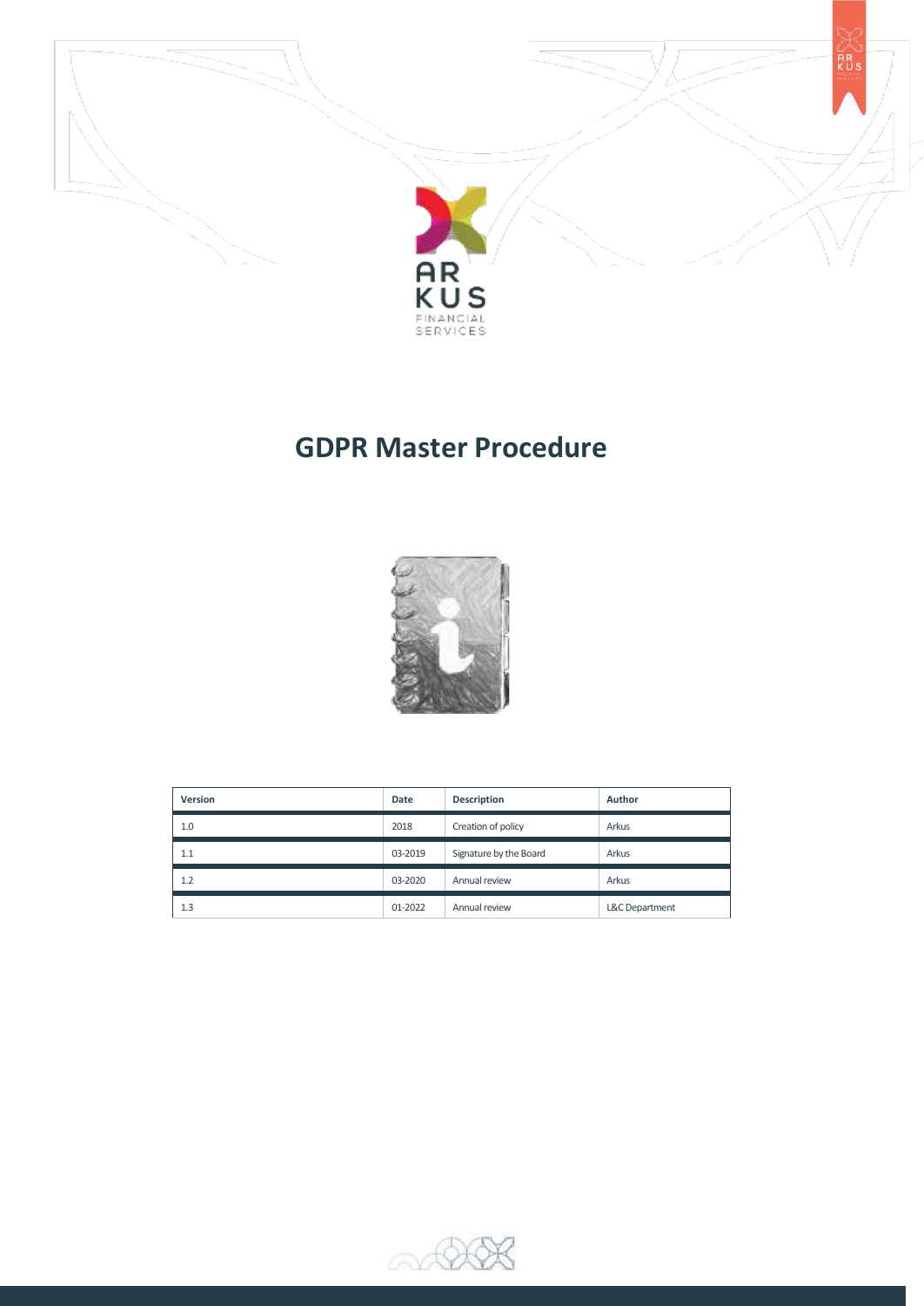# GDPR Master Procedure

| Version | Date | Description | Author |
|---|---|---|---|
| 1.0 | 2018 | Creation of policy | Arkus |
| 1.1 | 03-2019 | Signature by the Board | Arkus |
| 1.2 | 03-2020 | Annual review | Arkus |
| 1.3 | 01-2022 | Annual review | L&C Department |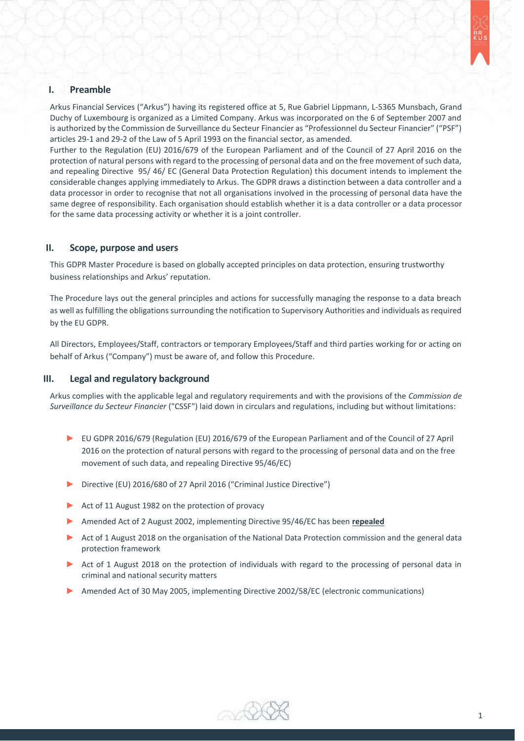## I. Preamble

Arkus Financial Services ("Arkus") having its registered office at 5, Rue Gabriel Lippmann, L-5365 Munsbach, Grand Duchy of Luxembourg is organized as a Limited Company. Arkus was incorporated on the 6 of September 2007 and is authorized by the Commission de Surveillance du Secteur Financier as "Professionnel du Secteur Financier" ("PSF") articles 29-1 and 29-2 of the Law of 5 April 1993 on the financial sector, as amended.
Further to the Regulation (EU) 2016/679 of the European Parliament and of the Council of 27 April 2016 on the protection of natural persons with regard to the processing of personal data and on the free movement of such data, and repealing Directive 95/ 46/ EC (General Data Protection Regulation) this document intends to implement the considerable changes applying immediately to Arkus. The GDPR draws a distinction between a data controller and a data processor in order to recognise that not all organisations involved in the processing of personal data have the same degree of responsibility. Each organisation should establish whether it is a data controller or a data processor for the same data processing activity or whether it is a joint controller.

## II. Scope, purpose and users

This GDPR Master Procedure is based on globally accepted principles on data protection, ensuring trustworthy business relationships and Arkus' reputation.

The Procedure lays out the general principles and actions for successfully managing the response to a data breach as well as fulfilling the obligations surrounding the notification to Supervisory Authorities and individuals as required by the EU GDPR.

All Directors, Employees/Staff, contractors or temporary Employees/Staff and third parties working for or acting on behalf of Arkus ("Company") must be aware of, and follow this Procedure.

## III. Legal and regulatory background

Arkus complies with the applicable legal and regulatory requirements and with the provisions of the *Commission de Surveillance du Secteur Financier* ("CSSF") laid down in circulars and regulations, including but without limitations:

- EU GDPR 2016/679 (Regulation (EU) 2016/679 of the European Parliament and of the Council of 27 April 2016 on the protection of natural persons with regard to the processing of personal data and on the free movement of such data, and repealing Directive 95/46/EC)
- Directive (EU) 2016/680 of 27 April 2016 ("Criminal Justice Directive")
- Act of 11 August 1982 on the protection of provacy
- Amended Act of 2 August 2002, implementing Directive 95/46/EC has been **repealed**
- Act of 1 August 2018 on the organisation of the National Data Protection commission and the general data protection framework
- Act of 1 August 2018 on the protection of individuals with regard to the processing of personal data in criminal and national security matters
- Amended Act of 30 May 2005, implementing Directive 2002/58/EC (electronic communications)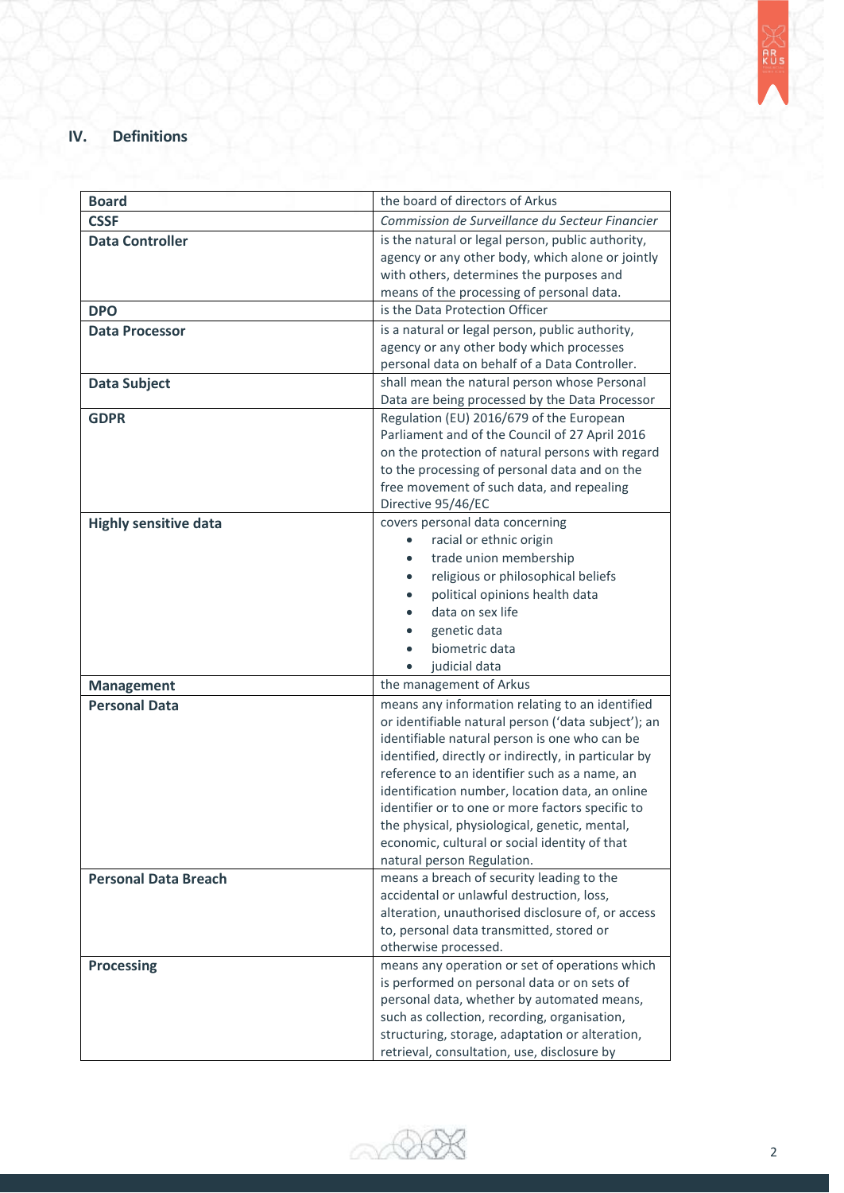## IV. Definitions

| | |
|---|---|
| **Board** | the board of directors of Arkus |
| **CSSF** | *Commission de Surveillance du Secteur Financier* |
| **Data Controller** | is the natural or legal person, public authority, agency or any other body, which alone or jointly with others, determines the purposes and means of the processing of personal data. |
| **DPO** | is the Data Protection Officer |
| **Data Processor** | is a natural or legal person, public authority, agency or any other body which processes personal data on behalf of a Data Controller. |
| **Data Subject** | shall mean the natural person whose Personal Data are being processed by the Data Processor |
| **GDPR** | Regulation (EU) 2016/679 of the European Parliament and of the Council of 27 April 2016 on the protection of natural persons with regard to the processing of personal data and on the free movement of such data, and repealing Directive 95/46/EC |
| **Highly sensitive data** | covers personal data concerning<br>• racial or ethnic origin<br>• trade union membership<br>• religious or philosophical beliefs<br>• political opinions health data<br>• data on sex life<br>• genetic data<br>• biometric data<br>• judicial data |
| **Management** | the management of Arkus |
| **Personal Data** | means any information relating to an identified or identifiable natural person ('data subject'); an identifiable natural person is one who can be identified, directly or indirectly, in particular by reference to an identifier such as a name, an identification number, location data, an online identifier or to one or more factors specific to the physical, physiological, genetic, mental, economic, cultural or social identity of that natural person Regulation. |
| **Personal Data Breach** | means a breach of security leading to the accidental or unlawful destruction, loss, alteration, unauthorised disclosure of, or access to, personal data transmitted, stored or otherwise processed. |
| **Processing** | means any operation or set of operations which is performed on personal data or on sets of personal data, whether by automated means, such as collection, recording, organisation, structuring, storage, adaptation or alteration, retrieval, consultation, use, disclosure by |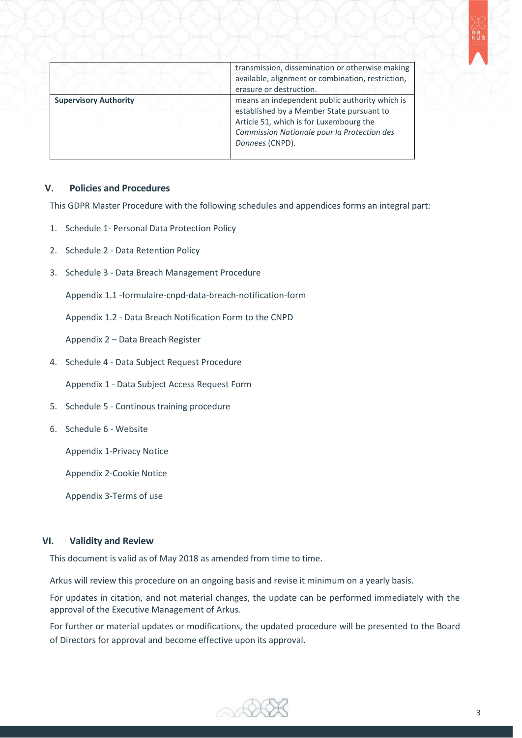|  |  |
|---|---|
|  | transmission, dissemination or otherwise making available, alignment or combination, restriction, erasure or destruction. |
| **Supervisory Authority** | means an independent public authority which is established by a Member State pursuant to Article 51, which is for Luxembourg the *Commission Nationale pour la Protection des Donnees* (CNPD). |

## V. Policies and Procedures

This GDPR Master Procedure with the following schedules and appendices forms an integral part:

1. Schedule 1- Personal Data Protection Policy
2. Schedule 2 - Data Retention Policy
3. Schedule 3 - Data Breach Management Procedure

   Appendix 1.1 -formulaire-cnpd-data-breach-notification-form

   Appendix 1.2 - Data Breach Notification Form to the CNPD

   Appendix 2 – Data Breach Register
4. Schedule 4 - Data Subject Request Procedure

   Appendix 1 - Data Subject Access Request Form
5. Schedule 5 - Continous training procedure
6. Schedule 6 - Website

   Appendix 1-Privacy Notice

   Appendix 2-Cookie Notice

   Appendix 3-Terms of use

## VI. Validity and Review

This document is valid as of May 2018 as amended from time to time.

Arkus will review this procedure on an ongoing basis and revise it minimum on a yearly basis.

For updates in citation, and not material changes, the update can be performed immediately with the approval of the Executive Management of Arkus.

For further or material updates or modifications, the updated procedure will be presented to the Board of Directors for approval and become effective upon its approval.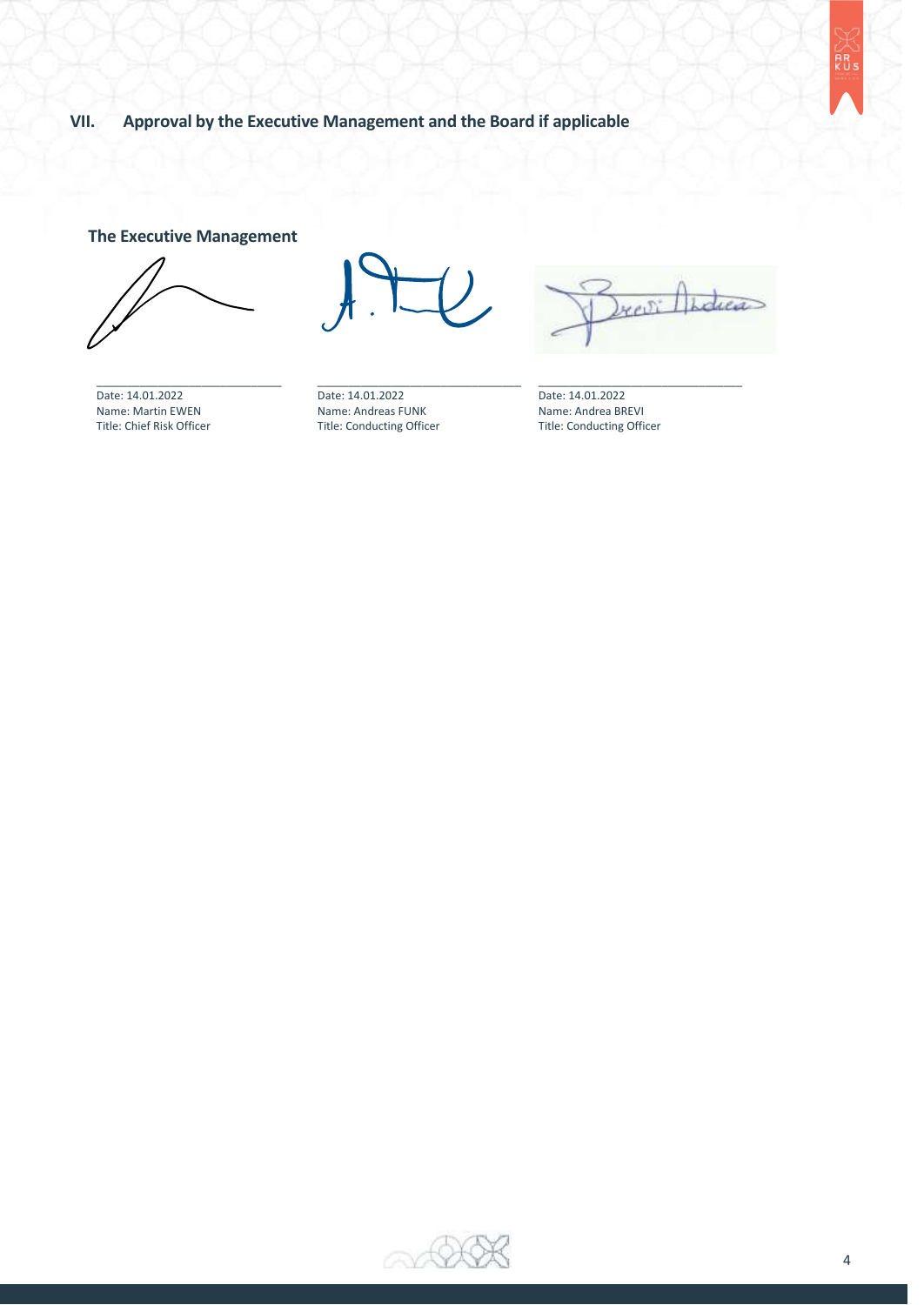## VII. Approval by the Executive Management and the Board if applicable

**The Executive Management**

| | | |
|---|---|---|
| Date: 14.01.2022 | Date: 14.01.2022 | Date: 14.01.2022 |
| Name: Martin EWEN | Name: Andreas FUNK | Name: Andrea BREVI |
| Title: Chief Risk Officer | Title: Conducting Officer | Title: Conducting Officer |